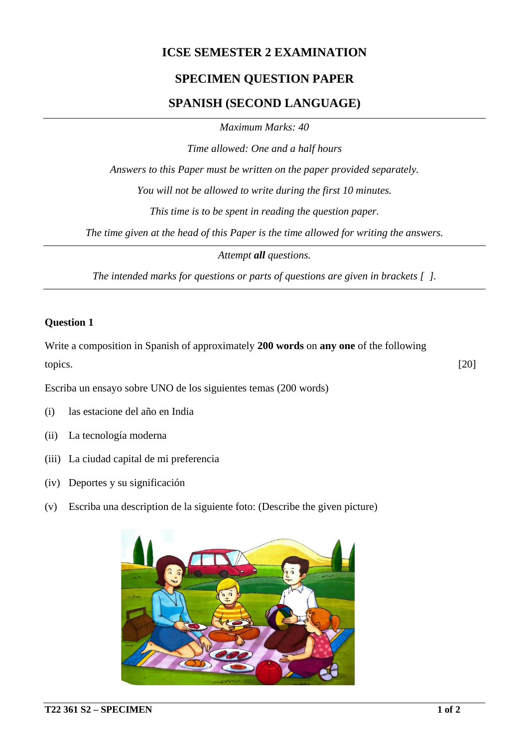# ICSE SEMESTER 2 EXAMINATION

## SPECIMEN QUESTION PAPER

## SPANISH (SECOND LANGUAGE)

---

*Maximum Marks: 40*

*Time allowed: One and a half hours*

*Answers to this Paper must be written on the paper provided separately.*

*You will not be allowed to write during the first 10 minutes.*

*This time is to be spent in reading the question paper.*

*The time given at the head of this Paper is the time allowed for writing the answers.*

---

*Attempt **all** questions.*

*The intended marks for questions or parts of questions are given in brackets [ ].*

---

**Question 1**

Write a composition in Spanish of approximately **200 words** on **any one** of the following topics. [20]

Escriba un ensayo sobre UNO de los siguientes temas (200 words)

(i) las estacione del año en India

(ii) La tecnología moderna

(iii) La ciudad capital de mi preferencia

(iv) Deportes y su significación

(v) Escriba una description de la siguiente foto: (Describe the given picture)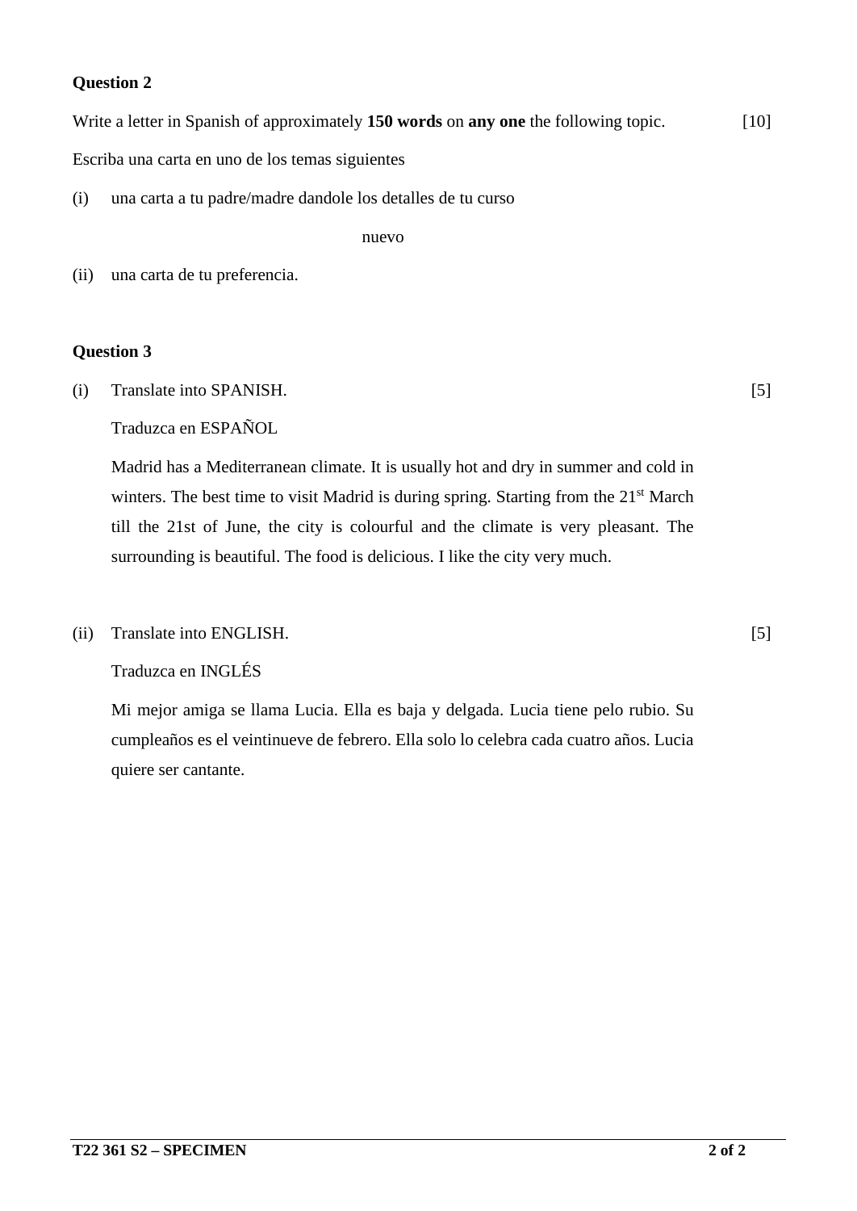**Question 2**

Write a letter in Spanish of approximately **150 words** on **any one** the following topic. [10]

Escriba una carta en uno de los temas siguientes

(i) una carta a tu padre/madre dandole los detalles de tu curso nuevo

(ii) una carta de tu preferencia.

**Question 3**

(i) Translate into SPANISH. [5]

Traduzca en ESPAÑOL

Madrid has a Mediterranean climate. It is usually hot and dry in summer and cold in winters. The best time to visit Madrid is during spring. Starting from the 21st March till the 21st of June, the city is colourful and the climate is very pleasant. The surrounding is beautiful. The food is delicious. I like the city very much.

(ii) Translate into ENGLISH. [5]

Traduzca en INGLÉS

Mi mejor amiga se llama Lucia. Ella es baja y delgada. Lucia tiene pelo rubio. Su cumpleaños es el veintinueve de febrero. Ella solo lo celebra cada cuatro años. Lucia quiere ser cantante.

**T22 361 S2 – SPECIMEN**